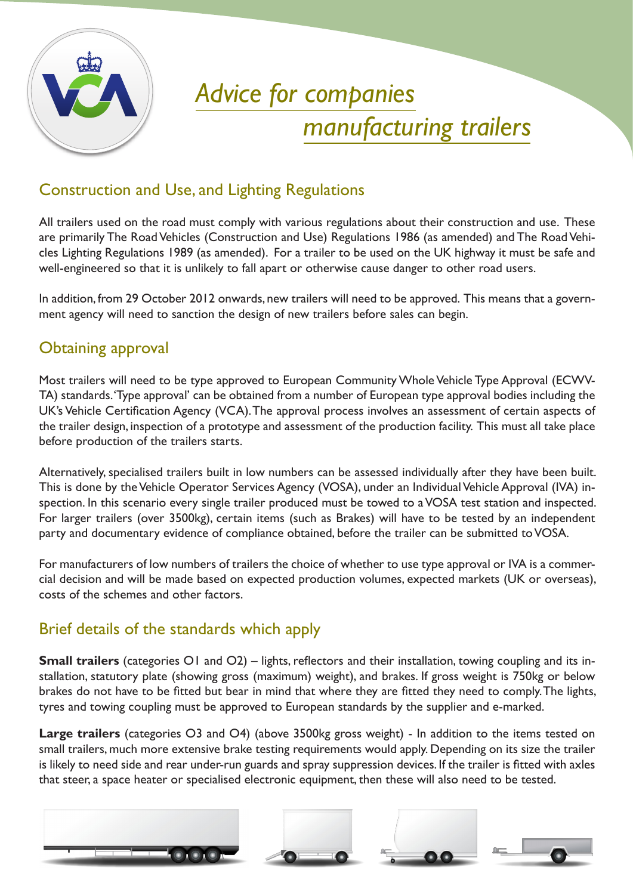# *Advice for companies manufacturing trailers*

## Construction and Use, and Lighting Regulations

All trailers used on the road must comply with various regulations about their construction and use. These are primarily The Road Vehicles (Construction and Use) Regulations 1986 (as amended) and The Road Vehicles Lighting Regulations 1989 (as amended). For a trailer to be used on the UK highway it must be safe and well-engineered so that it is unlikely to fall apart or otherwise cause danger to other road users.

In addition, from 29 October 2012 onwards, new trailers will need to be approved. This means that a government agency will need to sanction the design of new trailers before sales can begin.

## Obtaining approval

Most trailers will need to be type approved to European Community Whole Vehicle Type Approval (ECWVTA) standards. 'Type approval' can be obtained from a number of European type approval bodies including the UK's Vehicle Certification Agency (VCA). The approval process involves an assessment of certain aspects of the trailer design, inspection of a prototype and assessment of the production facility. This must all take place before production of the trailers starts.

Alternatively, specialised trailers built in low numbers can be assessed individually after they have been built. This is done by the Vehicle Operator Services Agency (VOSA), under an Individual Vehicle Approval (IVA) inspection. In this scenario every single trailer produced must be towed to a VOSA test station and inspected. For larger trailers (over 3500kg), certain items (such as Brakes) will have to be tested by an independent party and documentary evidence of compliance obtained, before the trailer can be submitted to VOSA.

For manufacturers of low numbers of trailers the choice of whether to use type approval or IVA is a commercial decision and will be made based on expected production volumes, expected markets (UK or overseas), costs of the schemes and other factors.

## Brief details of the standards which apply

**Small trailers** (categories O1 and O2) – lights, reflectors and their installation, towing coupling and its installation, statutory plate (showing gross (maximum) weight), and brakes. If gross weight is 750kg or below brakes do not have to be fitted but bear in mind that where they are fitted they need to comply. The lights, tyres and towing coupling must be approved to European standards by the supplier and e-marked.

**Large trailers** (categories O3 and O4) (above 3500kg gross weight) - In addition to the items tested on small trailers, much more extensive brake testing requirements would apply. Depending on its size the trailer is likely to need side and rear under-run guards and spray suppression devices. If the trailer is fitted with axles that steer, a space heater or specialised electronic equipment, then these will also need to be tested.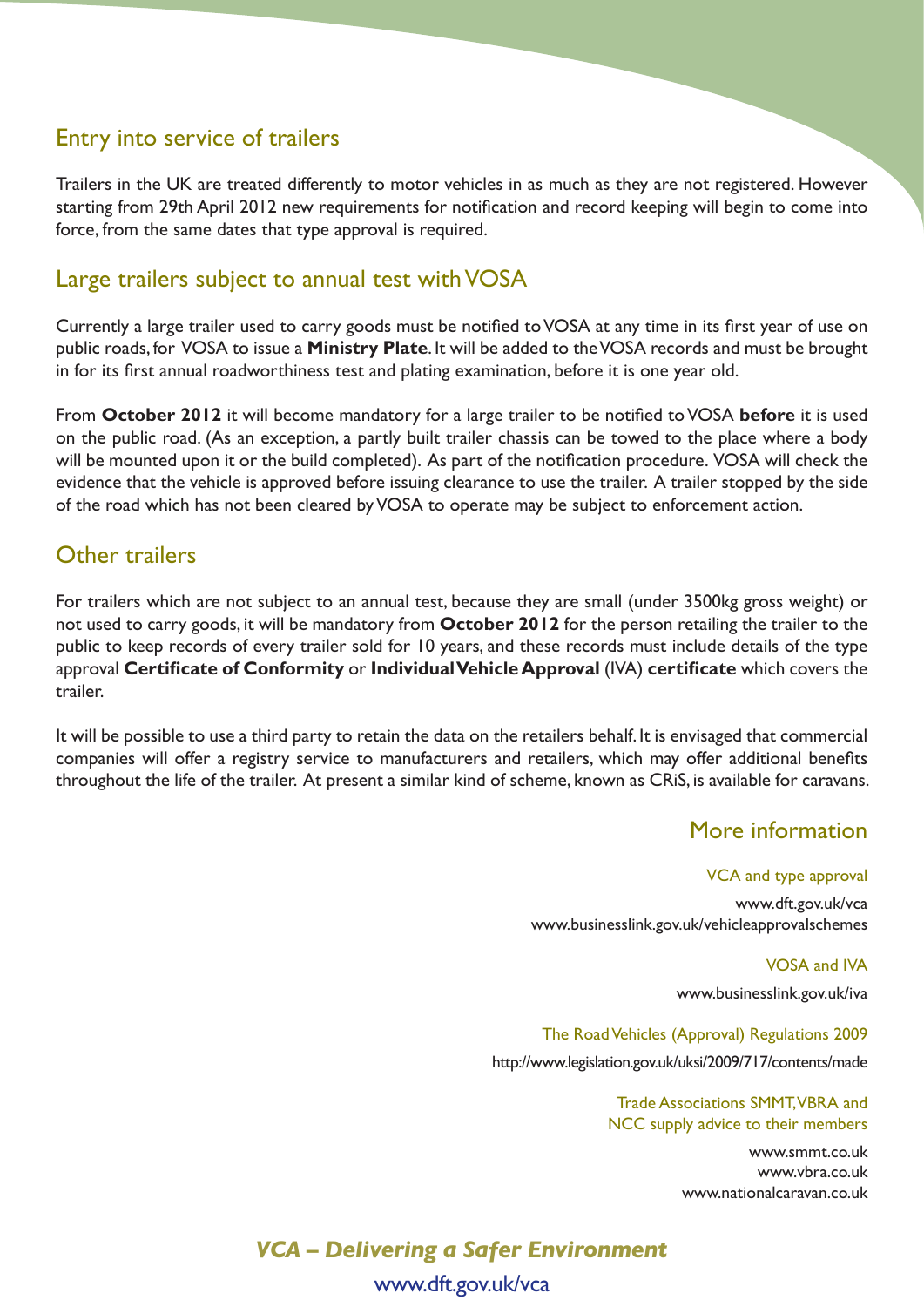## Entry into service of trailers

Trailers in the UK are treated differently to motor vehicles in as much as they are not registered. However starting from 29th April 2012 new requirements for notification and record keeping will begin to come into force, from the same dates that type approval is required.

## Large trailers subject to annual test with VOSA

Currently a large trailer used to carry goods must be notified to VOSA at any time in its first year of use on public roads, for VOSA to issue a **Ministry Plate**. It will be added to the VOSA records and must be brought in for its first annual roadworthiness test and plating examination, before it is one year old.

From **October 2012** it will become mandatory for a large trailer to be notified to VOSA **before** it is used on the public road. (As an exception, a partly built trailer chassis can be towed to the place where a body will be mounted upon it or the build completed). As part of the notification procedure. VOSA will check the evidence that the vehicle is approved before issuing clearance to use the trailer. A trailer stopped by the side of the road which has not been cleared by VOSA to operate may be subject to enforcement action.

## Other trailers

For trailers which are not subject to an annual test, because they are small (under 3500kg gross weight) or not used to carry goods, it will be mandatory from **October 2012** for the person retailing the trailer to the public to keep records of every trailer sold for 10 years, and these records must include details of the type approval **Certificate of Conformity** or **Individual Vehicle Approval** (IVA) **certificate** which covers the trailer.

It will be possible to use a third party to retain the data on the retailers behalf. It is envisaged that commercial companies will offer a registry service to manufacturers and retailers, which may offer additional benefits throughout the life of the trailer. At present a similar kind of scheme, known as CRiS, is available for caravans.

## More information

### VCA and type approval

www.dft.gov.uk/vca
www.businesslink.gov.uk/vehicleapprovalschemes

### VOSA and IVA

www.businesslink.gov.uk/iva

### The Road Vehicles (Approval) Regulations 2009

http://www.legislation.gov.uk/uksi/2009/717/contents/made

### Trade Associations SMMT, VBRA and NCC supply advice to their members

www.smmt.co.uk
www.vbra.co.uk
www.nationalcaravan.co.uk

***VCA – Delivering a Safer Environment***

www.dft.gov.uk/vca